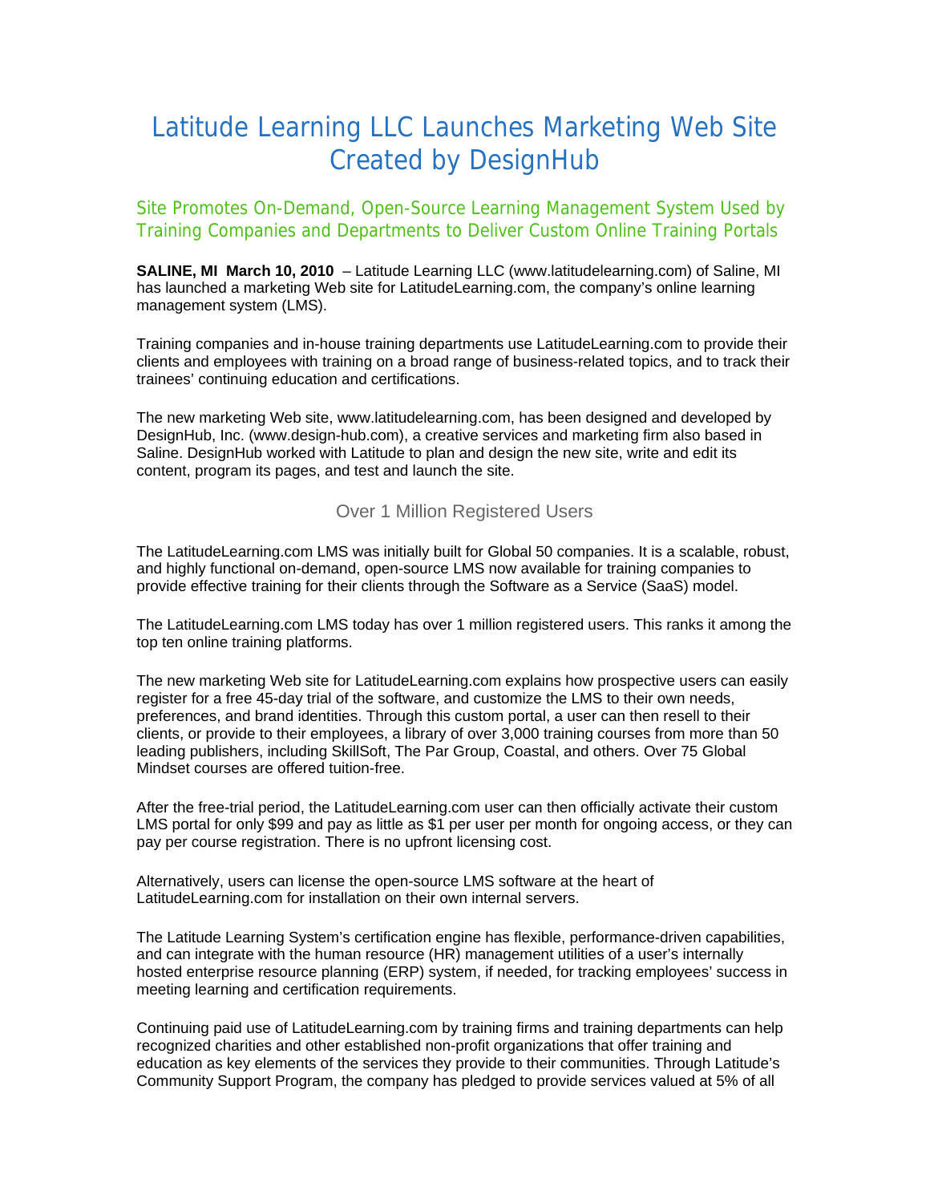# Latitude Learning LLC Launches Marketing Web Site Created by DesignHub

## Site Promotes On-Demand, Open-Source Learning Management System Used by Training Companies and Departments to Deliver Custom Online Training Portals

**SALINE, MI March 10, 2010** – Latitude Learning LLC (www.latitudelearning.com) of Saline, MI has launched a marketing Web site for LatitudeLearning.com, the company's online learning management system (LMS).

Training companies and in-house training departments use LatitudeLearning.com to provide their clients and employees with training on a broad range of business-related topics, and to track their trainees' continuing education and certifications.

The new marketing Web site, www.latitudelearning.com, has been designed and developed by DesignHub, Inc. (www.design-hub.com), a creative services and marketing firm also based in Saline. DesignHub worked with Latitude to plan and design the new site, write and edit its content, program its pages, and test and launch the site.

### Over 1 Million Registered Users

The LatitudeLearning.com LMS was initially built for Global 50 companies. It is a scalable, robust, and highly functional on-demand, open-source LMS now available for training companies to provide effective training for their clients through the Software as a Service (SaaS) model.

The LatitudeLearning.com LMS today has over 1 million registered users. This ranks it among the top ten online training platforms.

The new marketing Web site for LatitudeLearning.com explains how prospective users can easily register for a free 45-day trial of the software, and customize the LMS to their own needs, preferences, and brand identities. Through this custom portal, a user can then resell to their clients, or provide to their employees, a library of over 3,000 training courses from more than 50 leading publishers, including SkillSoft, The Par Group, Coastal, and others. Over 75 Global Mindset courses are offered tuition-free.

After the free-trial period, the LatitudeLearning.com user can then officially activate their custom LMS portal for only $99 and pay as little as $1 per user per month for ongoing access, or they can pay per course registration. There is no upfront licensing cost.

Alternatively, users can license the open-source LMS software at the heart of LatitudeLearning.com for installation on their own internal servers.

The Latitude Learning System's certification engine has flexible, performance-driven capabilities, and can integrate with the human resource (HR) management utilities of a user's internally hosted enterprise resource planning (ERP) system, if needed, for tracking employees' success in meeting learning and certification requirements.

Continuing paid use of LatitudeLearning.com by training firms and training departments can help recognized charities and other established non-profit organizations that offer training and education as key elements of the services they provide to their communities. Through Latitude's Community Support Program, the company has pledged to provide services valued at 5% of all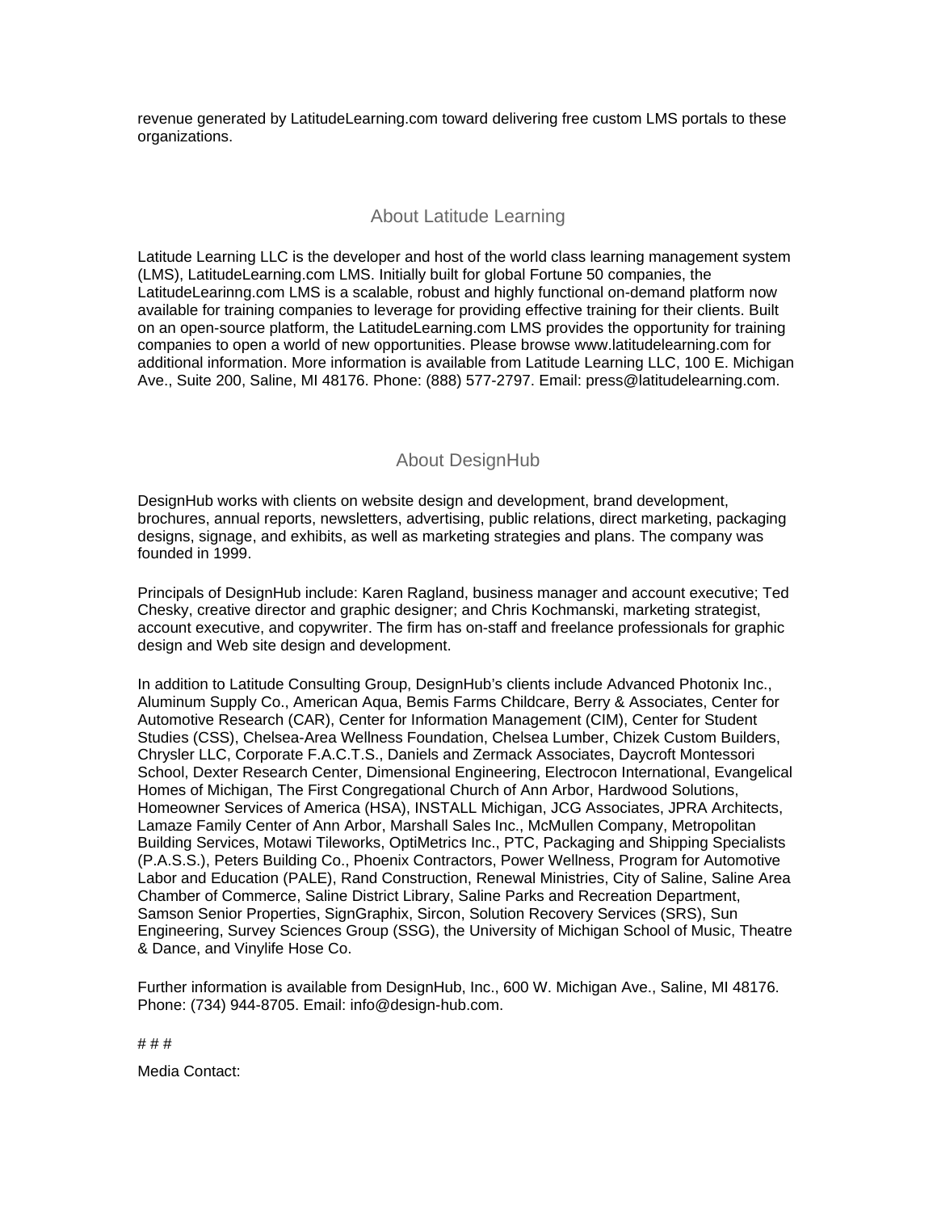revenue generated by LatitudeLearning.com toward delivering free custom LMS portals to these organizations.

## About Latitude Learning

Latitude Learning LLC is the developer and host of the world class learning management system (LMS), LatitudeLearning.com LMS. Initially built for global Fortune 50 companies, the LatitudeLearinng.com LMS is a scalable, robust and highly functional on-demand platform now available for training companies to leverage for providing effective training for their clients. Built on an open-source platform, the LatitudeLearning.com LMS provides the opportunity for training companies to open a world of new opportunities. Please browse www.latitudelearning.com for additional information. More information is available from Latitude Learning LLC, 100 E. Michigan Ave., Suite 200, Saline, MI 48176. Phone: (888) 577-2797. Email: press@latitudelearning.com.

## About DesignHub

DesignHub works with clients on website design and development, brand development, brochures, annual reports, newsletters, advertising, public relations, direct marketing, packaging designs, signage, and exhibits, as well as marketing strategies and plans. The company was founded in 1999.

Principals of DesignHub include: Karen Ragland, business manager and account executive; Ted Chesky, creative director and graphic designer; and Chris Kochmanski, marketing strategist, account executive, and copywriter. The firm has on-staff and freelance professionals for graphic design and Web site design and development.

In addition to Latitude Consulting Group, DesignHub's clients include Advanced Photonix Inc., Aluminum Supply Co., American Aqua, Bemis Farms Childcare, Berry & Associates, Center for Automotive Research (CAR), Center for Information Management (CIM), Center for Student Studies (CSS), Chelsea-Area Wellness Foundation, Chelsea Lumber, Chizek Custom Builders, Chrysler LLC, Corporate F.A.C.T.S., Daniels and Zermack Associates, Daycroft Montessori School, Dexter Research Center, Dimensional Engineering, Electrocon International, Evangelical Homes of Michigan, The First Congregational Church of Ann Arbor, Hardwood Solutions, Homeowner Services of America (HSA), INSTALL Michigan, JCG Associates, JPRA Architects, Lamaze Family Center of Ann Arbor, Marshall Sales Inc., McMullen Company, Metropolitan Building Services, Motawi Tileworks, OptiMetrics Inc., PTC, Packaging and Shipping Specialists (P.A.S.S.), Peters Building Co., Phoenix Contractors, Power Wellness, Program for Automotive Labor and Education (PALE), Rand Construction, Renewal Ministries, City of Saline, Saline Area Chamber of Commerce, Saline District Library, Saline Parks and Recreation Department, Samson Senior Properties, SignGraphix, Sircon, Solution Recovery Services (SRS), Sun Engineering, Survey Sciences Group (SSG), the University of Michigan School of Music, Theatre & Dance, and Vinylife Hose Co.

Further information is available from DesignHub, Inc., 600 W. Michigan Ave., Saline, MI 48176. Phone: (734) 944-8705. Email: info@design-hub.com.

# # #

Media Contact: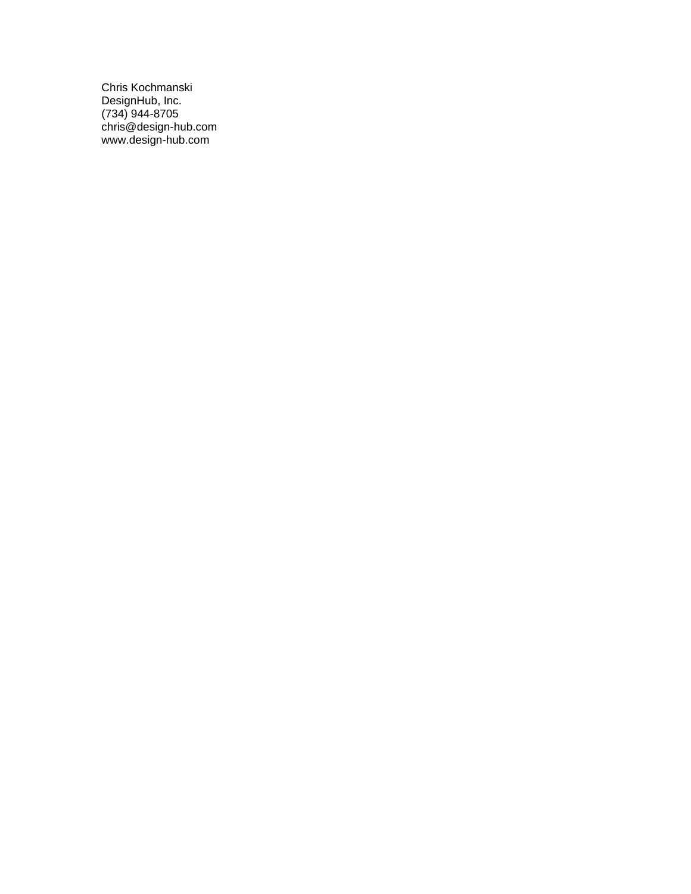Chris Kochmanski
DesignHub, Inc.
(734) 944-8705
chris@design-hub.com
www.design-hub.com